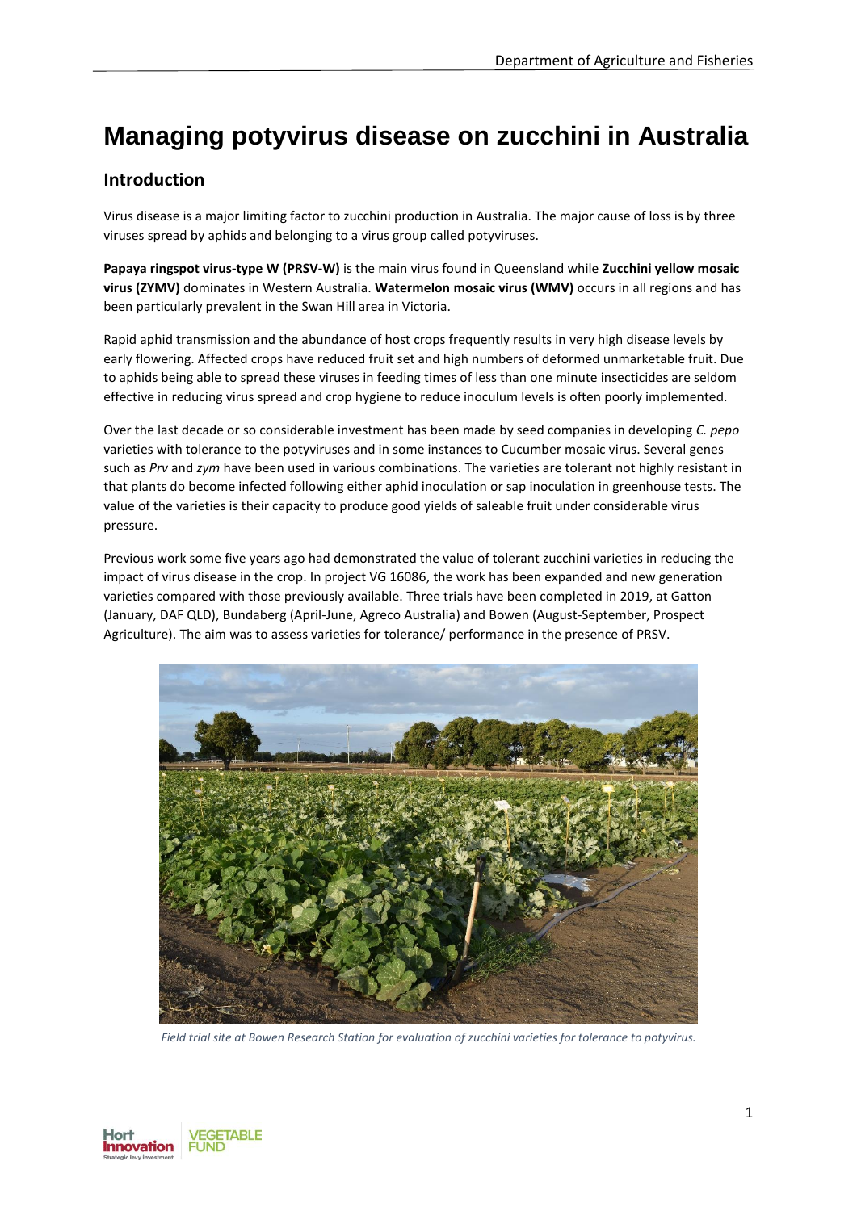# Managing potyvirus disease on zucchini in Australia

## Introduction

Virus disease is a major limiting factor to zucchini production in Australia. The major cause of loss is by three viruses spread by aphids and belonging to a virus group called potyviruses.

**Papaya ringspot virus-type W (PRSV-W)** is the main virus found in Queensland while **Zucchini yellow mosaic virus (ZYMV)** dominates in Western Australia. **Watermelon mosaic virus (WMV)** occurs in all regions and has been particularly prevalent in the Swan Hill area in Victoria.

Rapid aphid transmission and the abundance of host crops frequently results in very high disease levels by early flowering. Affected crops have reduced fruit set and high numbers of deformed unmarketable fruit. Due to aphids being able to spread these viruses in feeding times of less than one minute insecticides are seldom effective in reducing virus spread and crop hygiene to reduce inoculum levels is often poorly implemented.

Over the last decade or so considerable investment has been made by seed companies in developing *C. pepo* varieties with tolerance to the potyviruses and in some instances to Cucumber mosaic virus. Several genes such as *Prv* and *zym* have been used in various combinations. The varieties are tolerant not highly resistant in that plants do become infected following either aphid inoculation or sap inoculation in greenhouse tests. The value of the varieties is their capacity to produce good yields of saleable fruit under considerable virus pressure.

Previous work some five years ago had demonstrated the value of tolerant zucchini varieties in reducing the impact of virus disease in the crop. In project VG 16086, the work has been expanded and new generation varieties compared with those previously available. Three trials have been completed in 2019, at Gatton (January, DAF QLD), Bundaberg (April-June, Agreco Australia) and Bowen (August-September, Prospect Agriculture). The aim was to assess varieties for tolerance/ performance in the presence of PRSV.

*Field trial site at Bowen Research Station for evaluation of zucchini varieties for tolerance to potyvirus.*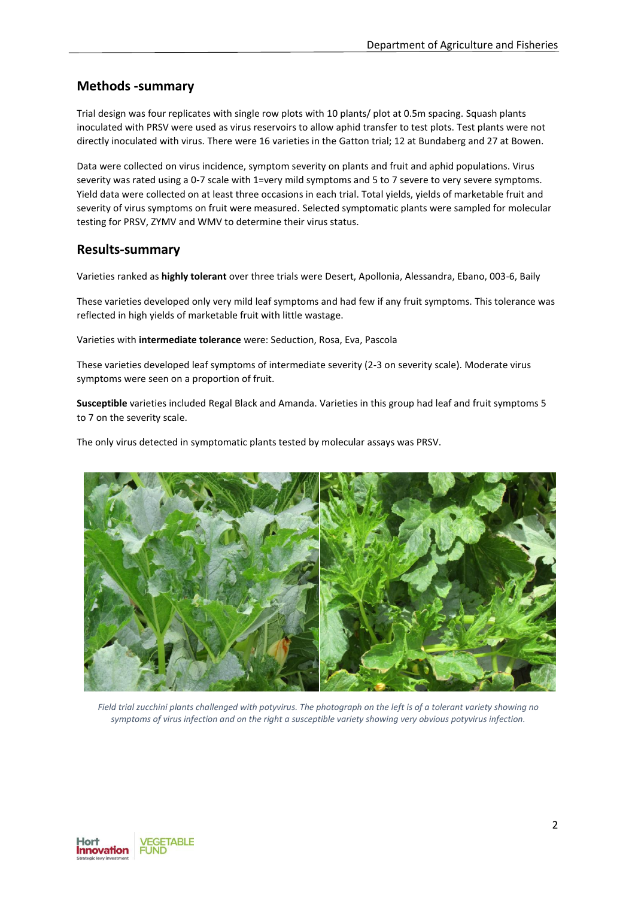## Methods -summary

Trial design was four replicates with single row plots with 10 plants/ plot at 0.5m spacing. Squash plants inoculated with PRSV were used as virus reservoirs to allow aphid transfer to test plots. Test plants were not directly inoculated with virus. There were 16 varieties in the Gatton trial; 12 at Bundaberg and 27 at Bowen.

Data were collected on virus incidence, symptom severity on plants and fruit and aphid populations. Virus severity was rated using a 0-7 scale with 1=very mild symptoms and 5 to 7 severe to very severe symptoms. Yield data were collected on at least three occasions in each trial. Total yields, yields of marketable fruit and severity of virus symptoms on fruit were measured. Selected symptomatic plants were sampled for molecular testing for PRSV, ZYMV and WMV to determine their virus status.

## Results-summary

Varieties ranked as **highly tolerant** over three trials were Desert, Apollonia, Alessandra, Ebano, 003-6, Baily

These varieties developed only very mild leaf symptoms and had few if any fruit symptoms. This tolerance was reflected in high yields of marketable fruit with little wastage.

Varieties with **intermediate tolerance** were: Seduction, Rosa, Eva, Pascola

These varieties developed leaf symptoms of intermediate severity (2-3 on severity scale). Moderate virus symptoms were seen on a proportion of fruit.

**Susceptible** varieties included Regal Black and Amanda. Varieties in this group had leaf and fruit symptoms 5 to 7 on the severity scale.

The only virus detected in symptomatic plants tested by molecular assays was PRSV.

*Field trial zucchini plants challenged with potyvirus. The photograph on the left is of a tolerant variety showing no symptoms of virus infection and on the right a susceptible variety showing very obvious potyvirus infection.*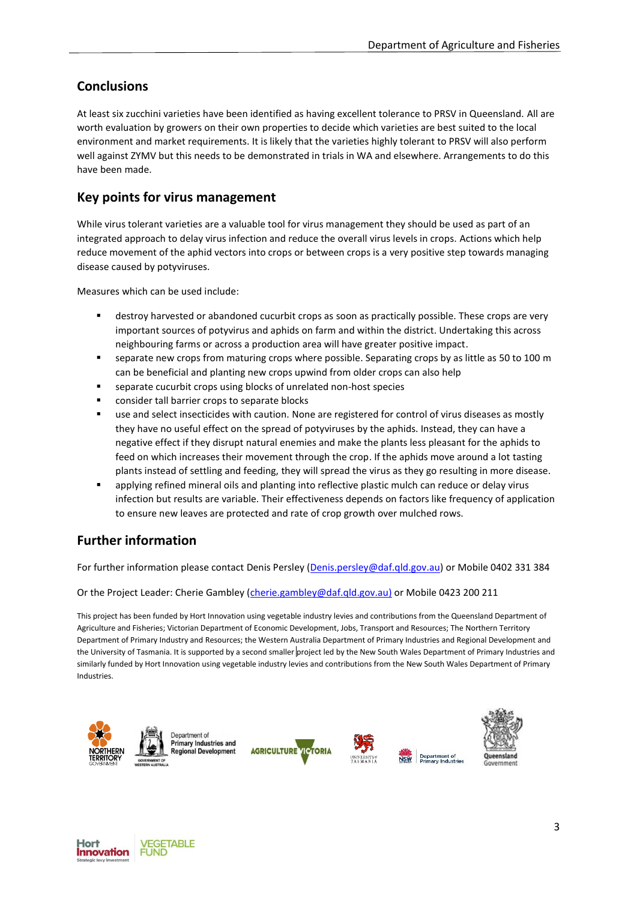## Conclusions

At least six zucchini varieties have been identified as having excellent tolerance to PRSV in Queensland. All are worth evaluation by growers on their own properties to decide which varieties are best suited to the local environment and market requirements. It is likely that the varieties highly tolerant to PRSV will also perform well against ZYMV but this needs to be demonstrated in trials in WA and elsewhere. Arrangements to do this have been made.

## Key points for virus management

While virus tolerant varieties are a valuable tool for virus management they should be used as part of an integrated approach to delay virus infection and reduce the overall virus levels in crops. Actions which help reduce movement of the aphid vectors into crops or between crops is a very positive step towards managing disease caused by potyviruses.

Measures which can be used include:

- destroy harvested or abandoned cucurbit crops as soon as practically possible. These crops are very important sources of potyvirus and aphids on farm and within the district. Undertaking this across neighbouring farms or across a production area will have greater positive impact.
- separate new crops from maturing crops where possible. Separating crops by as little as 50 to 100 m can be beneficial and planting new crops upwind from older crops can also help
- separate cucurbit crops using blocks of unrelated non-host species
- consider tall barrier crops to separate blocks
- use and select insecticides with caution. None are registered for control of virus diseases as mostly they have no useful effect on the spread of potyviruses by the aphids. Instead, they can have a negative effect if they disrupt natural enemies and make the plants less pleasant for the aphids to feed on which increases their movement through the crop. If the aphids move around a lot tasting plants instead of settling and feeding, they will spread the virus as they go resulting in more disease.
- applying refined mineral oils and planting into reflective plastic mulch can reduce or delay virus infection but results are variable. Their effectiveness depends on factors like frequency of application to ensure new leaves are protected and rate of crop growth over mulched rows.

## Further information

For further information please contact Denis Persley (Denis.persley@daf.qld.gov.au) or Mobile 0402 331 384

Or the Project Leader: Cherie Gambley (cherie.gambley@daf.qld.gov.au) or Mobile 0423 200 211

This project has been funded by Hort Innovation using vegetable industry levies and contributions from the Queensland Department of Agriculture and Fisheries; Victorian Department of Economic Development, Jobs, Transport and Resources; The Northern Territory Department of Primary Industry and Resources; the Western Australia Department of Primary Industries and Regional Development and the University of Tasmania. It is supported by a second smaller project led by the New South Wales Department of Primary Industries and similarly funded by Hort Innovation using vegetable industry levies and contributions from the New South Wales Department of Primary Industries.